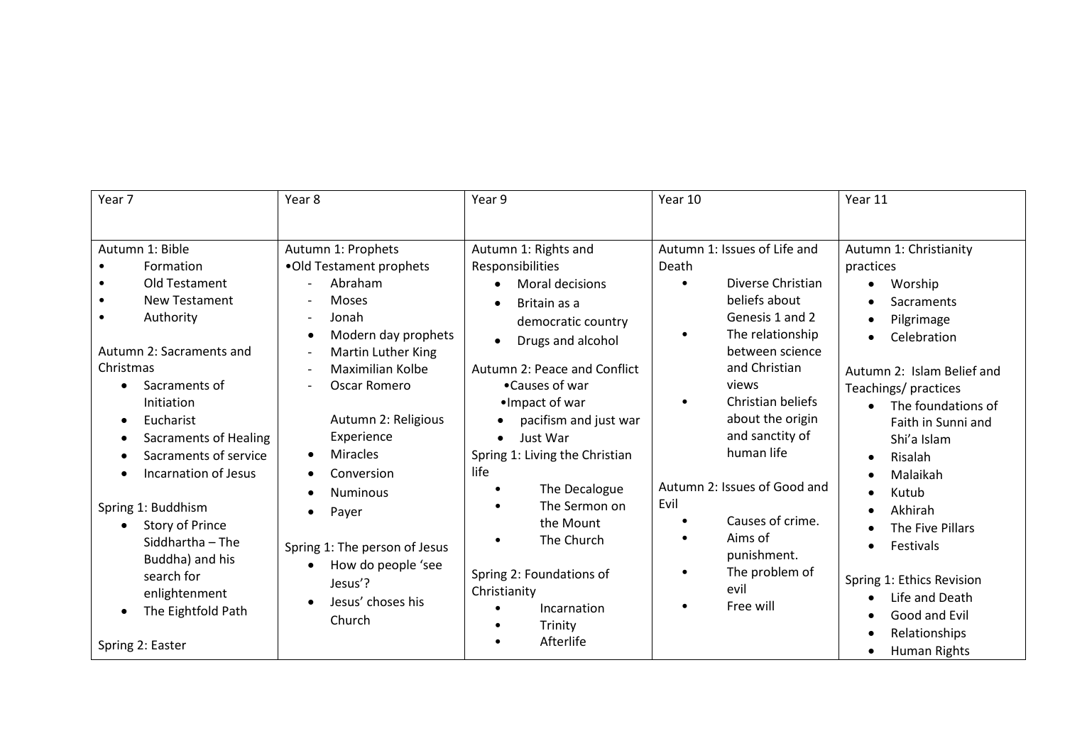| Year 7 | Year 8 | Year 9 | Year 10 | Year 11 |
| --- | --- | --- | --- | --- |
| Autumn 1: Bible<br>• Formation<br>• Old Testament<br>• New Testament<br>• Authority<br><br>Autumn 2: Sacraments and Christmas<br>• Sacraments of Initiation<br>• Eucharist<br>• Sacraments of Healing<br>• Sacraments of service<br>• Incarnation of Jesus<br><br>Spring 1: Buddhism<br>• Story of Prince Siddhartha – The Buddha) and his search for enlightenment<br>• The Eightfold Path<br><br>Spring 2: Easter | Autumn 1: Prophets<br>•Old Testament prophets<br>- Abraham<br>- Moses<br>- Jonah<br>• Modern day prophets<br>- Martin Luther King<br>- Maximilian Kolbe<br>- Oscar Romero<br><br>Autumn 2: Religious Experience<br>• Miracles<br>• Conversion<br>• Numinous<br>• Payer<br><br>Spring 1: The person of Jesus<br>• How do people 'see Jesus'?<br>• Jesus' choses his Church | Autumn 1: Rights and Responsibilities<br>• Moral decisions<br>• Britain as a democratic country<br>• Drugs and alcohol<br><br>Autumn 2: Peace and Conflict<br>•Causes of war<br>•Impact of war<br>• pacifism and just war<br>• Just War<br>Spring 1: Living the Christian life<br>• The Decalogue<br>• The Sermon on the Mount<br>• The Church<br><br>Spring 2: Foundations of Christianity<br>• Incarnation<br>• Trinity<br>• Afterlife | Autumn 1: Issues of Life and Death<br>• Diverse Christian beliefs about Genesis 1 and 2<br>• The relationship between science and Christian views<br>• Christian beliefs about the origin and sanctity of human life<br><br>Autumn 2: Issues of Good and Evil<br>• Causes of crime.<br>• Aims of punishment.<br>• The problem of evil<br>• Free will | Autumn 1: Christianity practices<br>• Worship<br>• Sacraments<br>• Pilgrimage<br>• Celebration<br><br>Autumn 2: Islam Belief and Teachings/ practices<br>• The foundations of Faith in Sunni and Shi'a Islam<br>• Risalah<br>• Malaikah<br>• Kutub<br>• Akhirah<br>• The Five Pillars<br>• Festivals<br><br>Spring 1: Ethics Revision<br>• Life and Death<br>• Good and Evil<br>• Relationships<br>• Human Rights |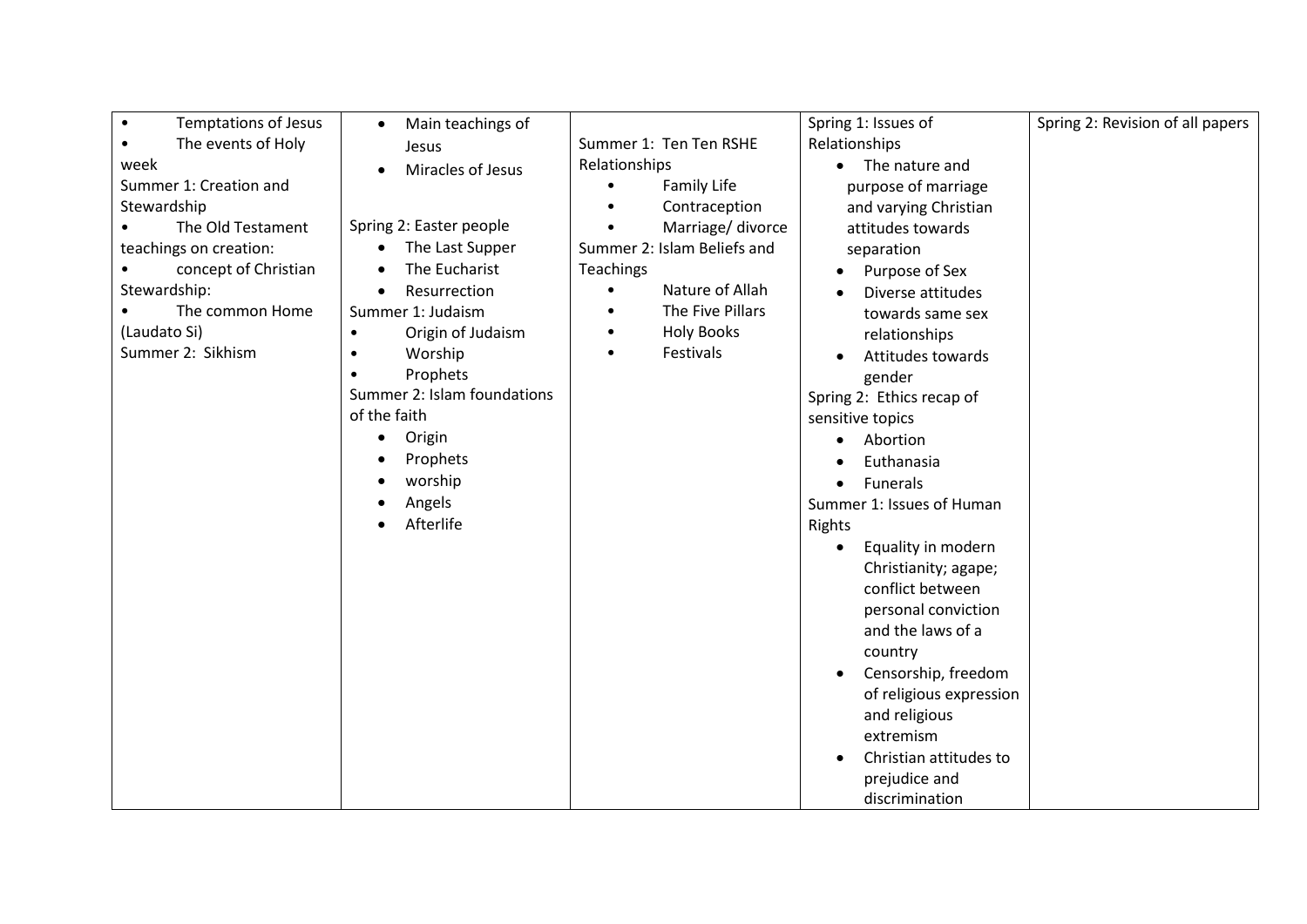| | | | | |
|---|---|---|---|---|
| • Temptations of Jesus<br>• The events of Holy week<br>Summer 1: Creation and Stewardship<br>• The Old Testament teachings on creation:<br>• concept of Christian Stewardship:<br>• The common Home (Laudato Si)<br>Summer 2: Sikhism | • Main teachings of Jesus<br>• Miracles of Jesus<br><br>Spring 2: Easter people<br>• The Last Supper<br>• The Eucharist<br>• Resurrection<br>Summer 1: Judaism<br>• Origin of Judaism<br>• Worship<br>• Prophets<br>Summer 2: Islam foundations of the faith<br>• Origin<br>• Prophets<br>• worship<br>• Angels<br>• Afterlife | Summer 1: Ten Ten RSHE Relationships<br>• Family Life<br>• Contraception<br>• Marriage/ divorce<br>Summer 2: Islam Beliefs and Teachings<br>• Nature of Allah<br>• The Five Pillars<br>• Holy Books<br>• Festivals | Spring 1: Issues of Relationships<br>• The nature and purpose of marriage and varying Christian attitudes towards separation<br>• Purpose of Sex<br>• Diverse attitudes towards same sex relationships<br>• Attitudes towards gender<br>Spring 2: Ethics recap of sensitive topics<br>• Abortion<br>• Euthanasia<br>• Funerals<br>Summer 1: Issues of Human Rights<br>• Equality in modern Christianity; agape; conflict between personal conviction and the laws of a country<br>• Censorship, freedom of religious expression and religious extremism<br>• Christian attitudes to prejudice and discrimination | Spring 2: Revision of all papers |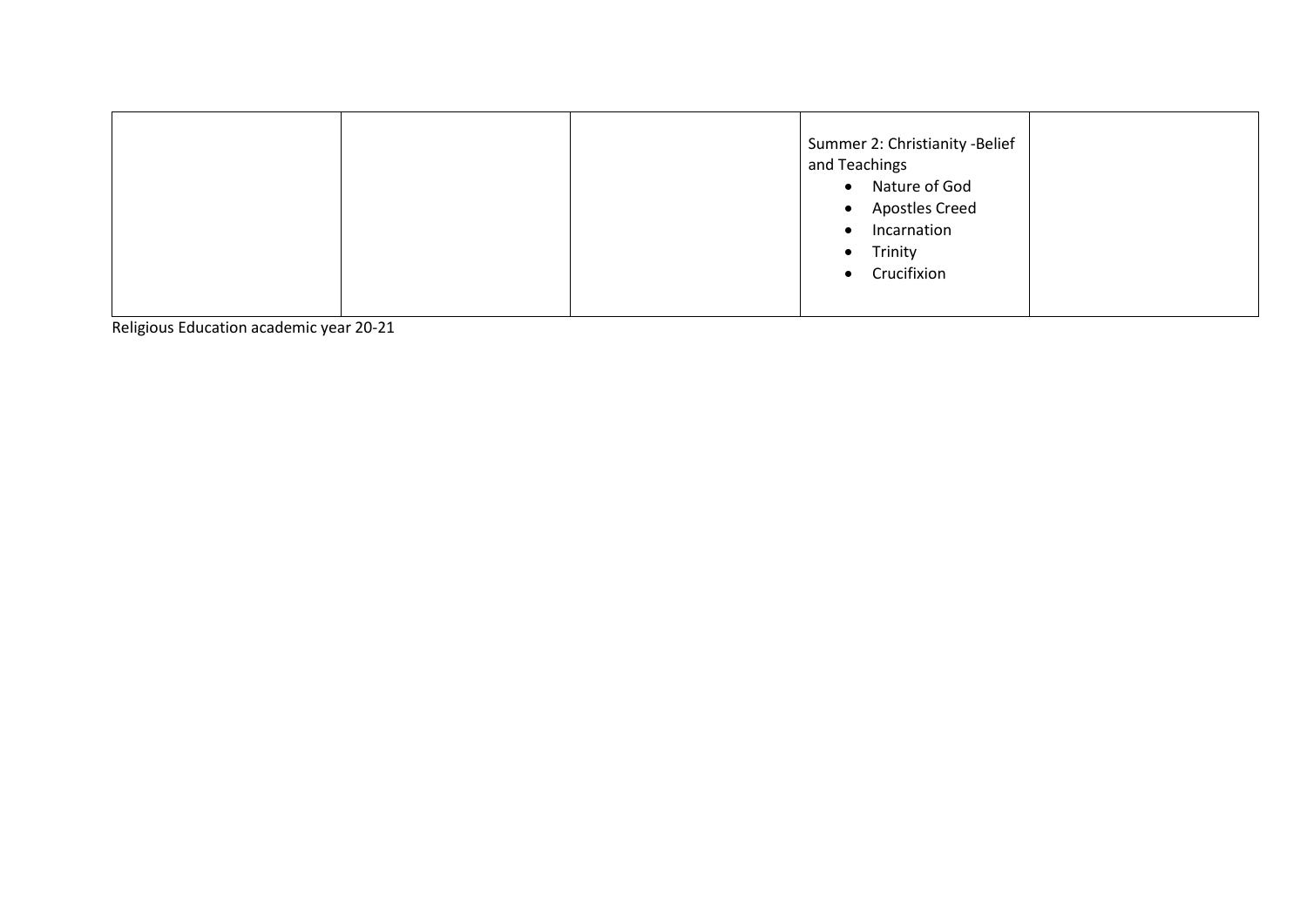| | | | | |
|---|---|---|---|---|
| | | | Summer 2: Christianity -Belief and Teachings<br>• Nature of God<br>• Apostles Creed<br>• Incarnation<br>• Trinity<br>• Crucifixion | |

Religious Education academic year 20-21